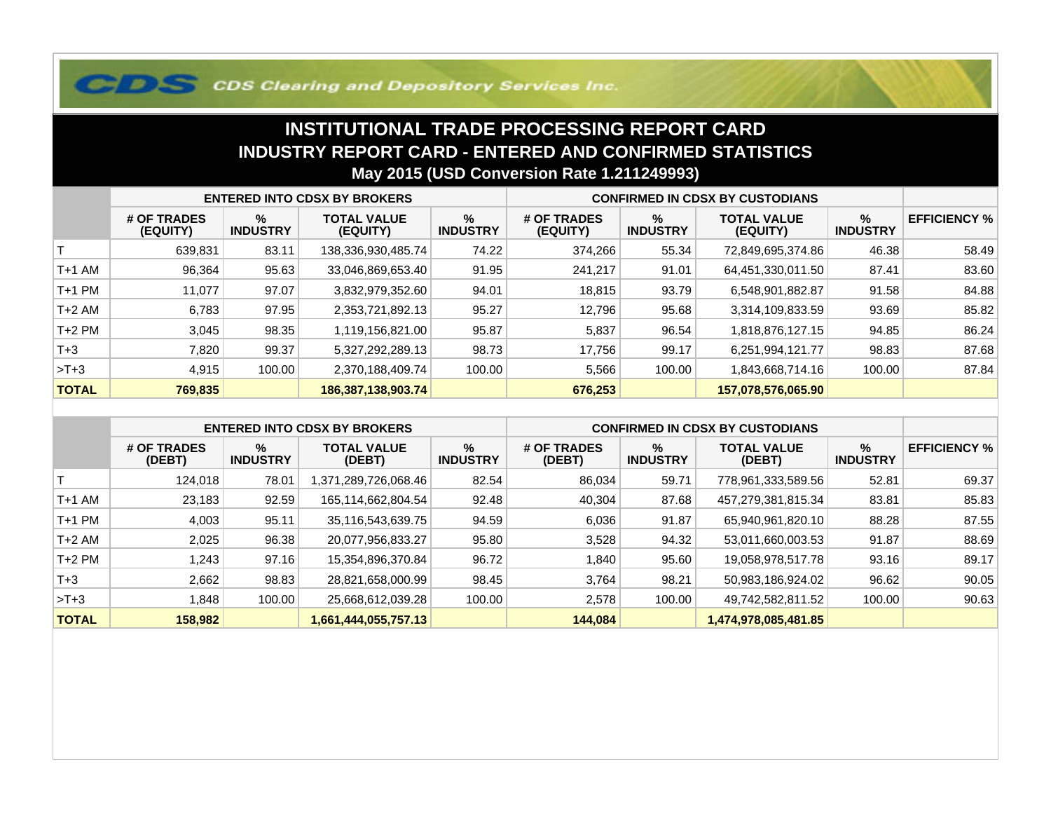CDS Clearing and Depository Services Inc.

# INSTITUTIONAL TRADE PROCESSING REPORT CARD

## INDUSTRY REPORT CARD - ENTERED AND CONFIRMED STATISTICS

### May 2015 (USD Conversion Rate 1.211249993)

| | ENTERED INTO CDSX BY BROKERS | | | | CONFIRMED IN CDSX BY CUSTODIANS | | | | |
|---|---|---|---|---|---|---|---|---|---|
| | # OF TRADES (EQUITY) | % INDUSTRY | TOTAL VALUE (EQUITY) | % INDUSTRY | # OF TRADES (EQUITY) | % INDUSTRY | TOTAL VALUE (EQUITY) | % INDUSTRY | EFFICIENCY % |
| T | 639,831 | 83.11 | 138,336,930,485.74 | 74.22 | 374,266 | 55.34 | 72,849,695,374.86 | 46.38 | 58.49 |
| T+1 AM | 96,364 | 95.63 | 33,046,869,653.40 | 91.95 | 241,217 | 91.01 | 64,451,330,011.50 | 87.41 | 83.60 |
| T+1 PM | 11,077 | 97.07 | 3,832,979,352.60 | 94.01 | 18,815 | 93.79 | 6,548,901,882.87 | 91.58 | 84.88 |
| T+2 AM | 6,783 | 97.95 | 2,353,721,892.13 | 95.27 | 12,796 | 95.68 | 3,314,109,833.59 | 93.69 | 85.82 |
| T+2 PM | 3,045 | 98.35 | 1,119,156,821.00 | 95.87 | 5,837 | 96.54 | 1,818,876,127.15 | 94.85 | 86.24 |
| T+3 | 7,820 | 99.37 | 5,327,292,289.13 | 98.73 | 17,756 | 99.17 | 6,251,994,121.77 | 98.83 | 87.68 |
| >T+3 | 4,915 | 100.00 | 2,370,188,409.74 | 100.00 | 5,566 | 100.00 | 1,843,668,714.16 | 100.00 | 87.84 |
| **TOTAL** | **769,835** | | **186,387,138,903.74** | | **676,253** | | **157,078,576,065.90** | | |

| | ENTERED INTO CDSX BY BROKERS | | | | CONFIRMED IN CDSX BY CUSTODIANS | | | | |
|---|---|---|---|---|---|---|---|---|---|
| | # OF TRADES (DEBT) | % INDUSTRY | TOTAL VALUE (DEBT) | % INDUSTRY | # OF TRADES (DEBT) | % INDUSTRY | TOTAL VALUE (DEBT) | % INDUSTRY | EFFICIENCY % |
| T | 124,018 | 78.01 | 1,371,289,726,068.46 | 82.54 | 86,034 | 59.71 | 778,961,333,589.56 | 52.81 | 69.37 |
| T+1 AM | 23,183 | 92.59 | 165,114,662,804.54 | 92.48 | 40,304 | 87.68 | 457,279,381,815.34 | 83.81 | 85.83 |
| T+1 PM | 4,003 | 95.11 | 35,116,543,639.75 | 94.59 | 6,036 | 91.87 | 65,940,961,820.10 | 88.28 | 87.55 |
| T+2 AM | 2,025 | 96.38 | 20,077,956,833.27 | 95.80 | 3,528 | 94.32 | 53,011,660,003.53 | 91.87 | 88.69 |
| T+2 PM | 1,243 | 97.16 | 15,354,896,370.84 | 96.72 | 1,840 | 95.60 | 19,058,978,517.78 | 93.16 | 89.17 |
| T+3 | 2,662 | 98.83 | 28,821,658,000.99 | 98.45 | 3,764 | 98.21 | 50,983,186,924.02 | 96.62 | 90.05 |
| >T+3 | 1,848 | 100.00 | 25,668,612,039.28 | 100.00 | 2,578 | 100.00 | 49,742,582,811.52 | 100.00 | 90.63 |
| **TOTAL** | **158,982** | | **1,661,444,055,757.13** | | **144,084** | | **1,474,978,085,481.85** | | |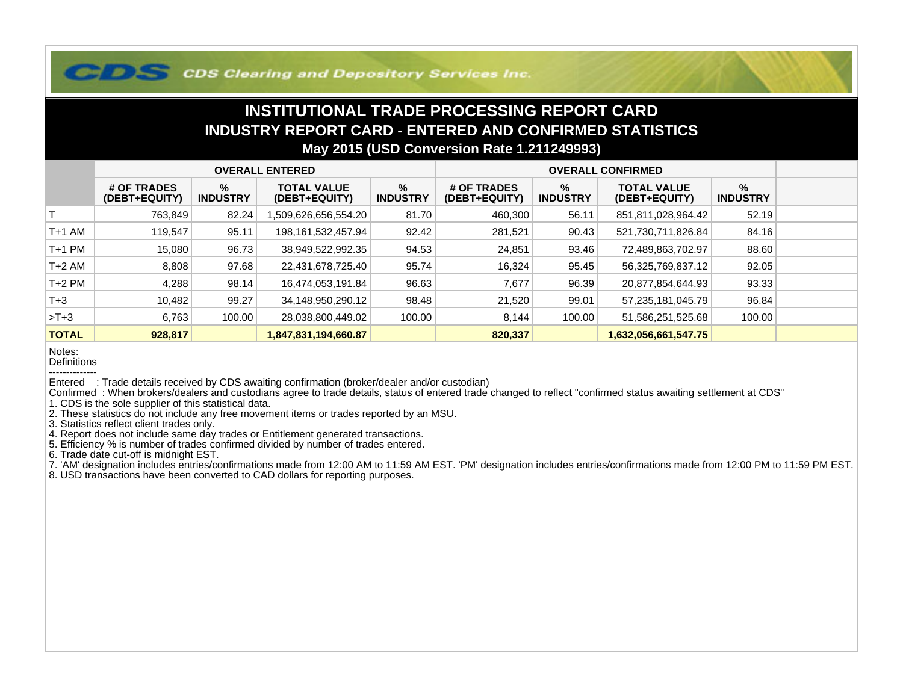CDS Clearing and Depository Services Inc.

# INSTITUTIONAL TRADE PROCESSING REPORT CARD

## INDUSTRY REPORT CARD - ENTERED AND CONFIRMED STATISTICS

### May 2015 (USD Conversion Rate 1.211249993)

| | OVERALL ENTERED | | | | OVERALL CONFIRMED | | | |
|---|---|---|---|---|---|---|---|---|
| | # OF TRADES (DEBT+EQUITY) | % INDUSTRY | TOTAL VALUE (DEBT+EQUITY) | % INDUSTRY | # OF TRADES (DEBT+EQUITY) | % INDUSTRY | TOTAL VALUE (DEBT+EQUITY) | % INDUSTRY |
| T | 763,849 | 82.24 | 1,509,626,656,554.20 | 81.70 | 460,300 | 56.11 | 851,811,028,964.42 | 52.19 |
| T+1 AM | 119,547 | 95.11 | 198,161,532,457.94 | 92.42 | 281,521 | 90.43 | 521,730,711,826.84 | 84.16 |
| T+1 PM | 15,080 | 96.73 | 38,949,522,992.35 | 94.53 | 24,851 | 93.46 | 72,489,863,702.97 | 88.60 |
| T+2 AM | 8,808 | 97.68 | 22,431,678,725.40 | 95.74 | 16,324 | 95.45 | 56,325,769,837.12 | 92.05 |
| T+2 PM | 4,288 | 98.14 | 16,474,053,191.84 | 96.63 | 7,677 | 96.39 | 20,877,854,644.93 | 93.33 |
| T+3 | 10,482 | 99.27 | 34,148,950,290.12 | 98.48 | 21,520 | 99.01 | 57,235,181,045.79 | 96.84 |
| >T+3 | 6,763 | 100.00 | 28,038,800,449.02 | 100.00 | 8,144 | 100.00 | 51,586,251,525.68 | 100.00 |
| **TOTAL** | **928,817** | | **1,847,831,194,660.87** | | **820,337** | | **1,632,056,661,547.75** | |

Notes:
Definitions
--------------
Entered : Trade details received by CDS awaiting confirmation (broker/dealer and/or custodian)
Confirmed : When brokers/dealers and custodians agree to trade details, status of entered trade changed to reflect "confirmed status awaiting settlement at CDS"
1. CDS is the sole supplier of this statistical data.
2. These statistics do not include any free movement items or trades reported by an MSU.
3. Statistics reflect client trades only.
4. Report does not include same day trades or Entitlement generated transactions.
5. Efficiency % is number of trades confirmed divided by number of trades entered.
6. Trade date cut-off is midnight EST.
7. 'AM' designation includes entries/confirmations made from 12:00 AM to 11:59 AM EST. 'PM' designation includes entries/confirmations made from 12:00 PM to 11:59 PM EST.
8. USD transactions have been converted to CAD dollars for reporting purposes.